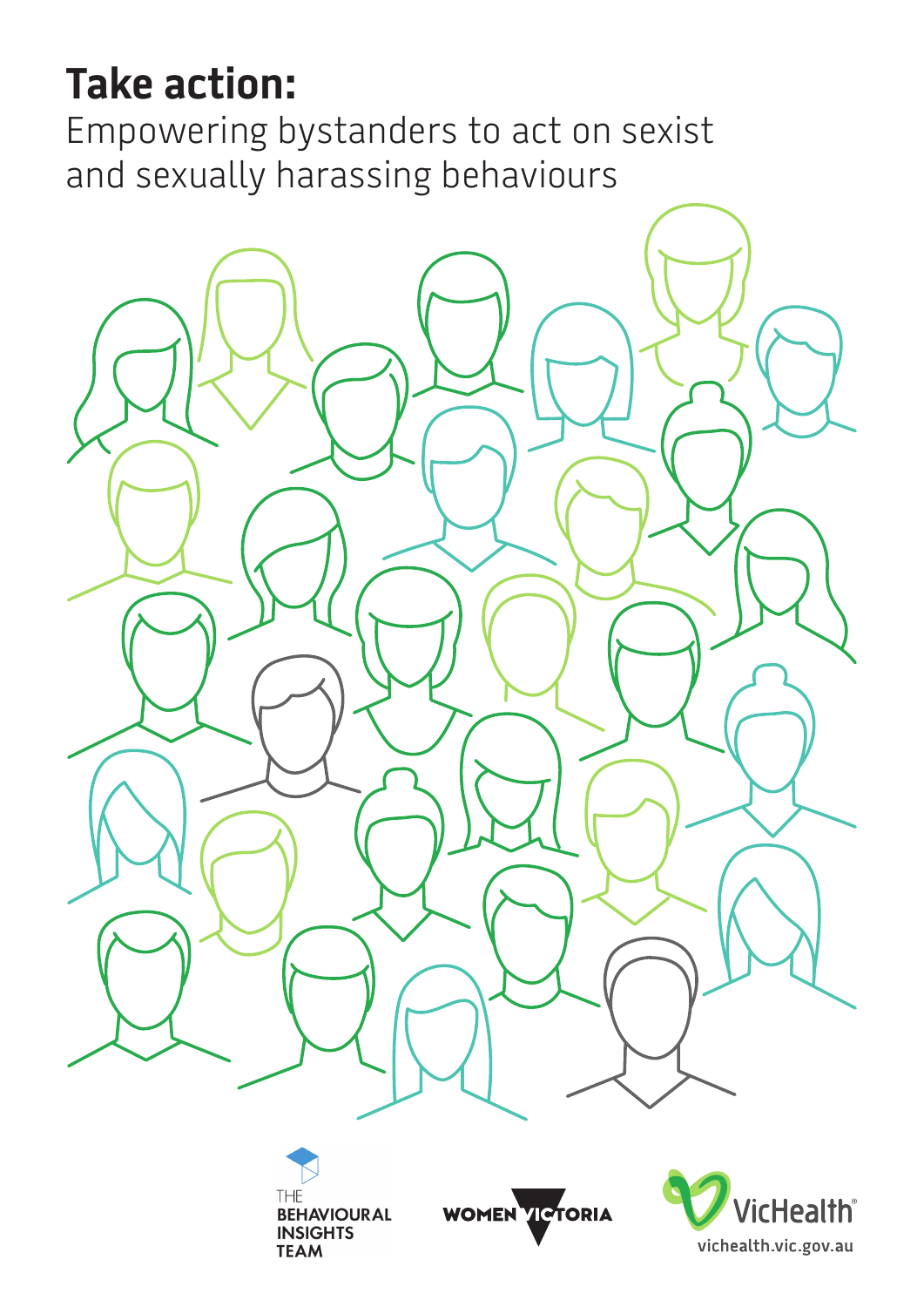# Take action:

Empowering bystanders to act on sexist and sexually harassing behaviours

THE BEHAVIOURAL INSIGHTS TEAM

WOMEN VICTORIA

VicHealth

vichealth.vic.gov.au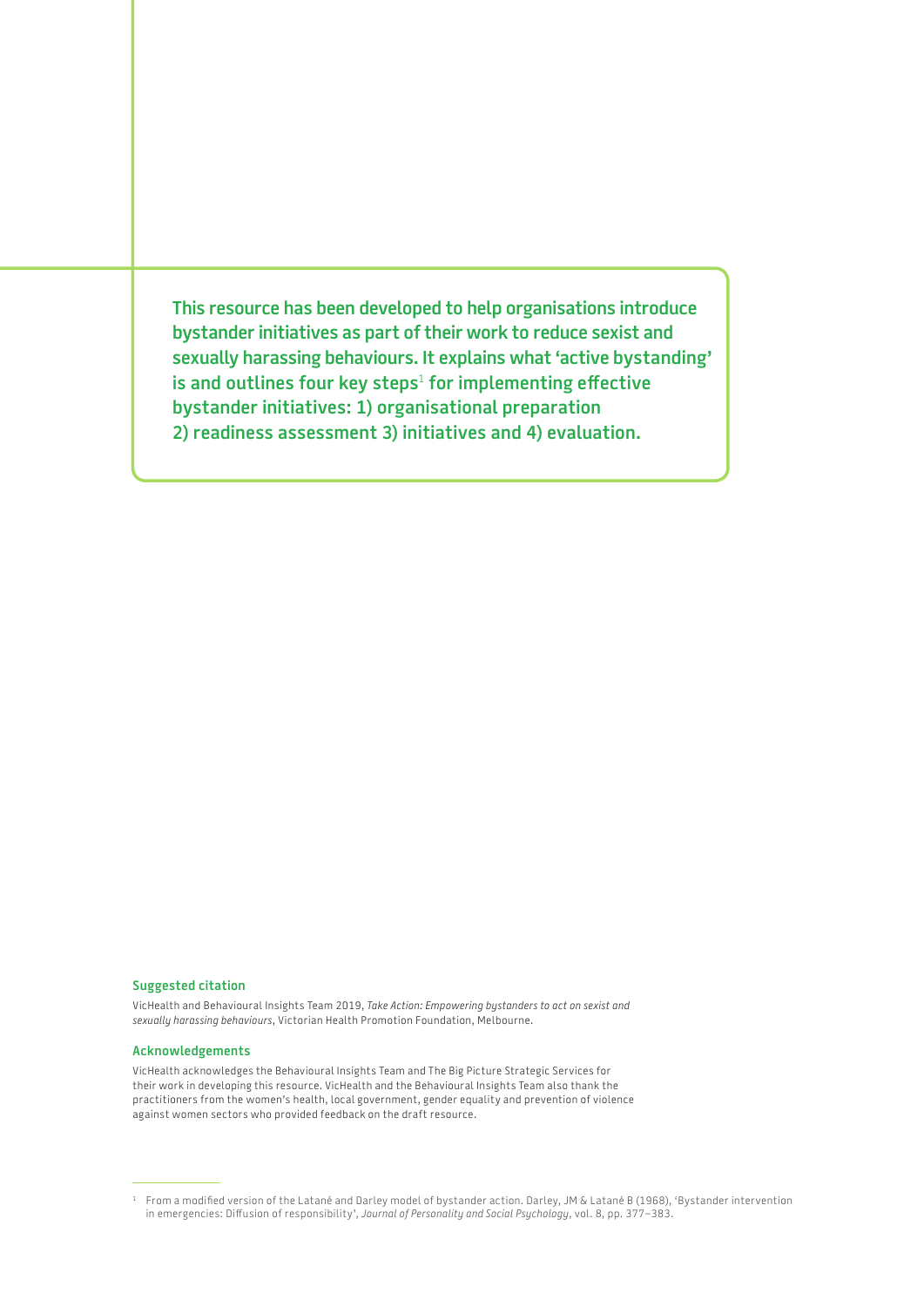**This resource has been developed to help organisations introduce bystander initiatives as part of their work to reduce sexist and sexually harassing behaviours. It explains what 'active bystanding' is and outlines four key steps[1] for implementing effective bystander initiatives: 1) organisational preparation 2) readiness assessment 3) initiatives and 4) evaluation.**

#### Suggested citation

VicHealth and Behavioural Insights Team 2019, *Take Action: Empowering bystanders to act on sexist and sexually harassing behaviours*, Victorian Health Promotion Foundation, Melbourne.

#### Acknowledgements

VicHealth acknowledges the Behavioural Insights Team and The Big Picture Strategic Services for their work in developing this resource. VicHealth and the Behavioural Insights Team also thank the practitioners from the women's health, local government, gender equality and prevention of violence against women sectors who provided feedback on the draft resource.

---

[1] From a modified version of the Latané and Darley model of bystander action. Darley, JM & Latané B (1968), 'Bystander intervention in emergencies: Diffusion of responsibility', *Journal of Personality and Social Psychology*, vol. 8, pp. 377–383.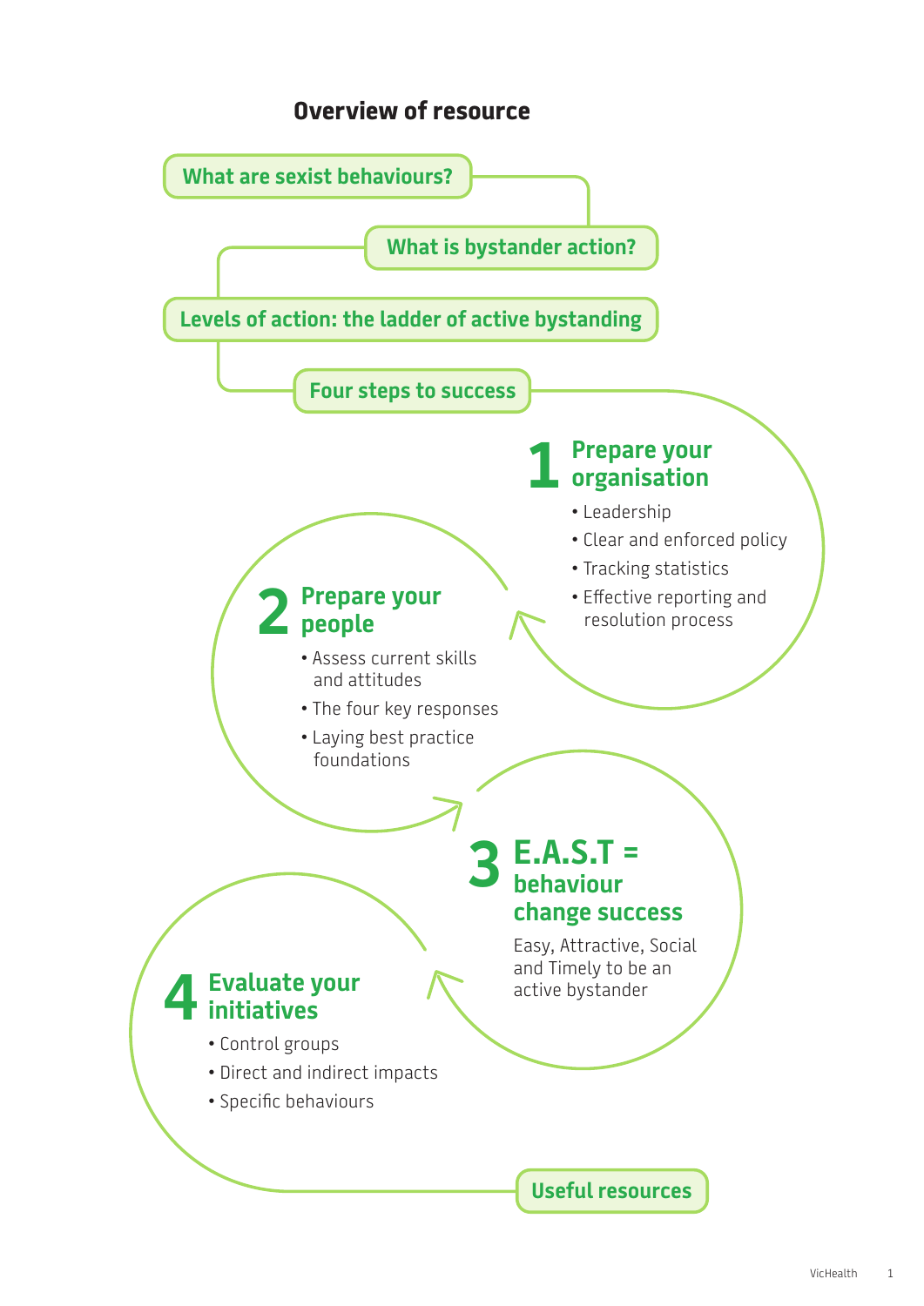# Overview of resource

**What are sexist behaviours?**

**What is bystander action?**

**Levels of action: the ladder of active bystanding**

**Four steps to success**

## 1 Prepare your organisation

- Leadership
- Clear and enforced policy
- Tracking statistics
- Effective reporting and resolution process

## 2 Prepare your people

- Assess current skills and attitudes
- The four key responses
- Laying best practice foundations

## 3 E.A.S.T = behaviour change success

Easy, Attractive, Social and Timely to be an active bystander

## 4 Evaluate your initiatives

- Control groups
- Direct and indirect impacts
- Specific behaviours

**Useful resources**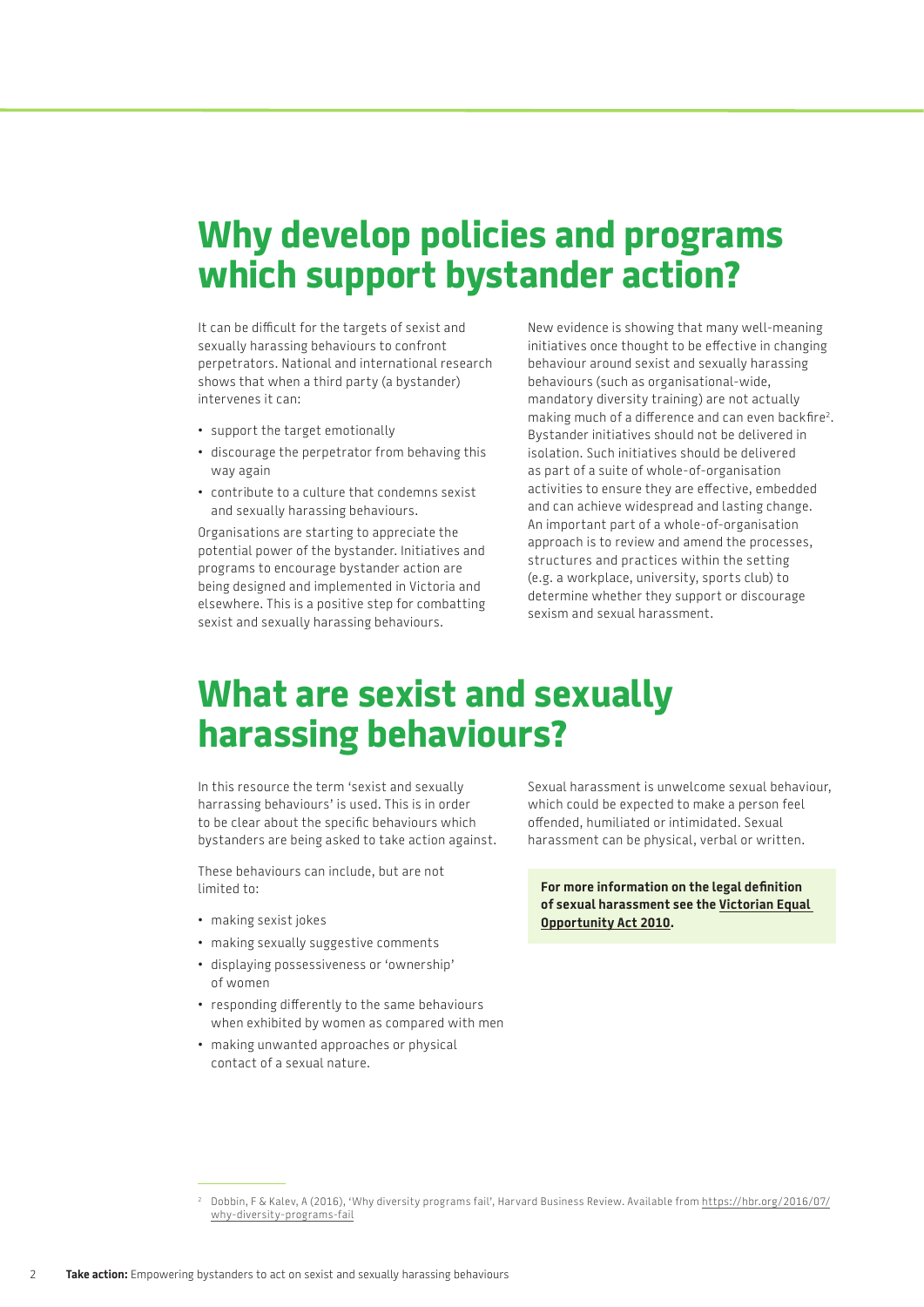# Why develop policies and programs which support bystander action?

It can be difficult for the targets of sexist and sexually harassing behaviours to confront perpetrators. National and international research shows that when a third party (a bystander) intervenes it can:

- support the target emotionally
- discourage the perpetrator from behaving this way again
- contribute to a culture that condemns sexist and sexually harassing behaviours.

Organisations are starting to appreciate the potential power of the bystander. Initiatives and programs to encourage bystander action are being designed and implemented in Victoria and elsewhere. This is a positive step for combatting sexist and sexually harassing behaviours.

New evidence is showing that many well-meaning initiatives once thought to be effective in changing behaviour around sexist and sexually harassing behaviours (such as organisational-wide, mandatory diversity training) are not actually making much of a difference and can even backfire[2]. Bystander initiatives should not be delivered in isolation. Such initiatives should be delivered as part of a suite of whole-of-organisation activities to ensure they are effective, embedded and can achieve widespread and lasting change. An important part of a whole-of-organisation approach is to review and amend the processes, structures and practices within the setting (e.g. a workplace, university, sports club) to determine whether they support or discourage sexism and sexual harassment.

# What are sexist and sexually harassing behaviours?

In this resource the term 'sexist and sexually harrassing behaviours' is used. This is in order to be clear about the specific behaviours which bystanders are being asked to take action against.

These behaviours can include, but are not limited to:

- making sexist jokes
- making sexually suggestive comments
- displaying possessiveness or 'ownership' of women
- responding differently to the same behaviours when exhibited by women as compared with men
- making unwanted approaches or physical contact of a sexual nature.

Sexual harassment is unwelcome sexual behaviour, which could be expected to make a person feel offended, humiliated or intimidated. Sexual harassment can be physical, verbal or written.

**For more information on the legal definition of sexual harassment see the Victorian Equal Opportunity Act 2010.**

[2] Dobbin, F & Kalev, A (2016), 'Why diversity programs fail', Harvard Business Review. Available from https://hbr.org/2016/07/why-diversity-programs-fail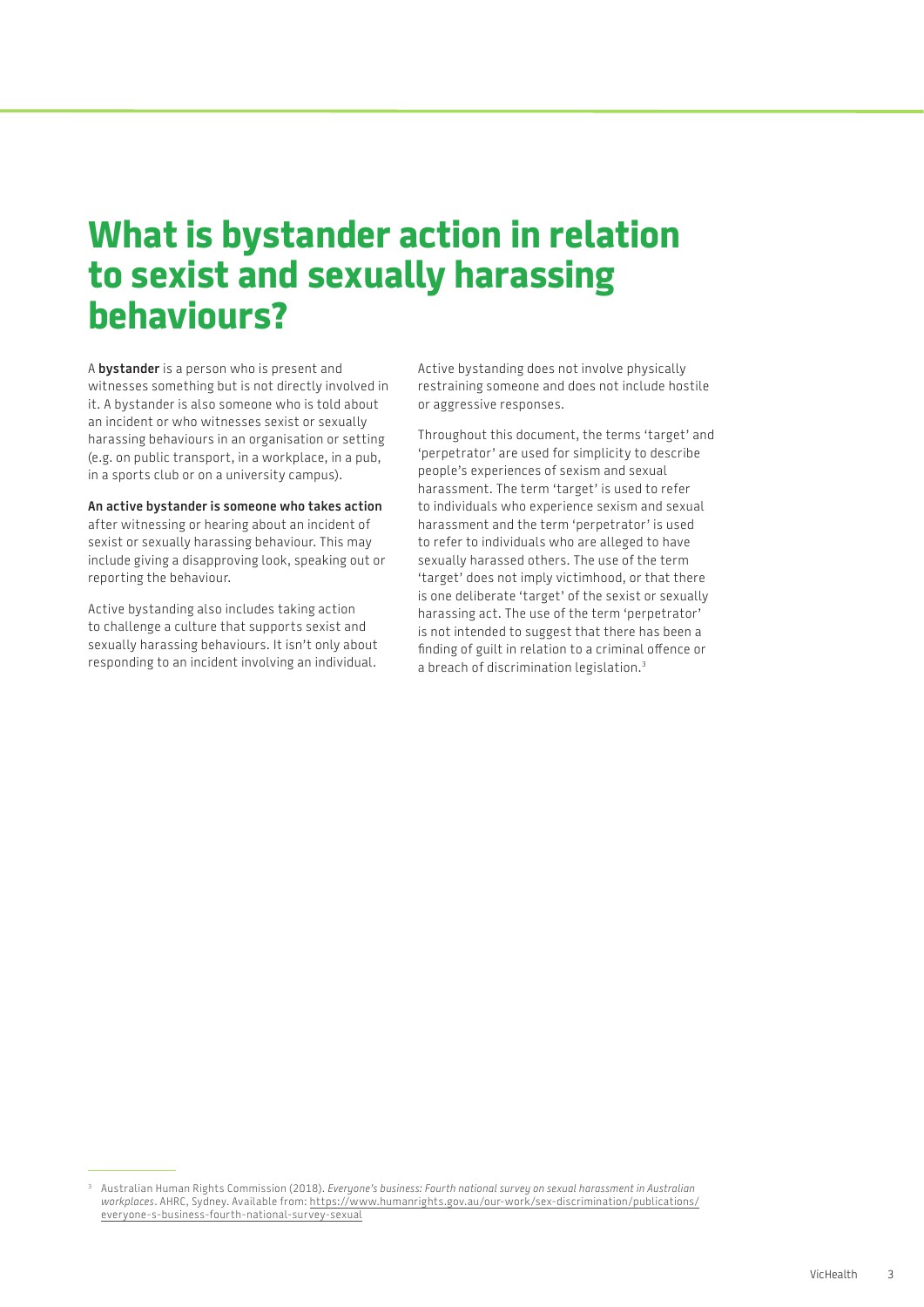# What is bystander action in relation to sexist and sexually harassing behaviours?

A **bystander** is a person who is present and witnesses something but is not directly involved in it. A bystander is also someone who is told about an incident or who witnesses sexist or sexually harassing behaviours in an organisation or setting (e.g. on public transport, in a workplace, in a pub, in a sports club or on a university campus).

**An active bystander is someone who takes action** after witnessing or hearing about an incident of sexist or sexually harassing behaviour. This may include giving a disapproving look, speaking out or reporting the behaviour.

Active bystanding also includes taking action to challenge a culture that supports sexist and sexually harassing behaviours. It isn't only about responding to an incident involving an individual.

Active bystanding does not involve physically restraining someone and does not include hostile or aggressive responses.

Throughout this document, the terms 'target' and 'perpetrator' are used for simplicity to describe people's experiences of sexism and sexual harassment. The term 'target' is used to refer to individuals who experience sexism and sexual harassment and the term 'perpetrator' is used to refer to individuals who are alleged to have sexually harassed others. The use of the term 'target' does not imply victimhood, or that there is one deliberate 'target' of the sexist or sexually harassing act. The use of the term 'perpetrator' is not intended to suggest that there has been a finding of guilt in relation to a criminal offence or a breach of discrimination legislation.[3]

[3] Australian Human Rights Commission (2018). *Everyone's business: Fourth national survey on sexual harassment in Australian workplaces*. AHRC, Sydney. Available from: https://www.humanrights.gov.au/our-work/sex-discrimination/publications/everyone-s-business-fourth-national-survey-sexual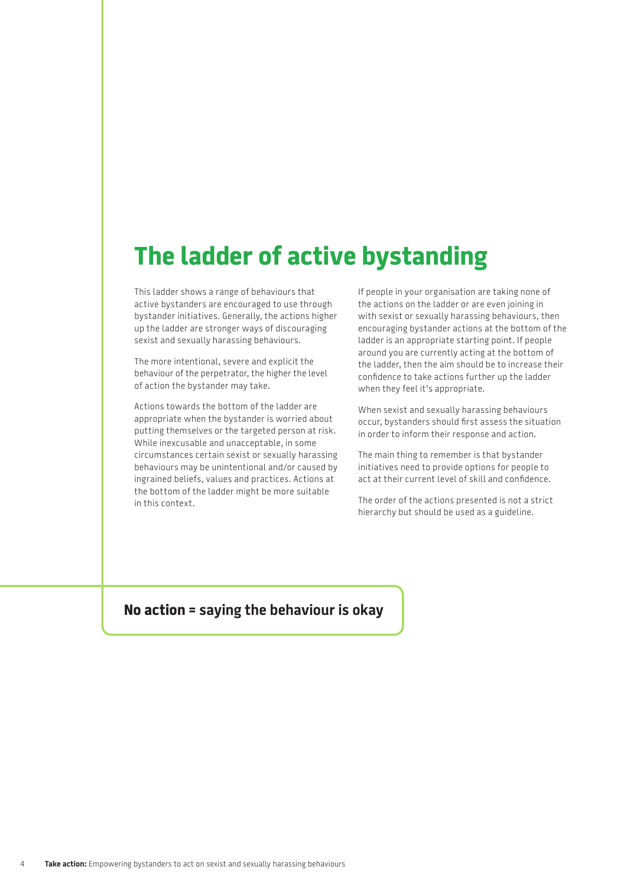# The ladder of active bystanding

This ladder shows a range of behaviours that active bystanders are encouraged to use through bystander initiatives. Generally, the actions higher up the ladder are stronger ways of discouraging sexist and sexually harassing behaviours.

The more intentional, severe and explicit the behaviour of the perpetrator, the higher the level of action the bystander may take.

Actions towards the bottom of the ladder are appropriate when the bystander is worried about putting themselves or the targeted person at risk. While inexcusable and unacceptable, in some circumstances certain sexist or sexually harassing behaviours may be unintentional and/or caused by ingrained beliefs, values and practices. Actions at the bottom of the ladder might be more suitable in this context.

If people in your organisation are taking none of the actions on the ladder or are even joining in with sexist or sexually harassing behaviours, then encouraging bystander actions at the bottom of the ladder is an appropriate starting point. If people around you are currently acting at the bottom of the ladder, then the aim should be to increase their confidence to take actions further up the ladder when they feel it's appropriate.

When sexist and sexually harassing behaviours occur, bystanders should first assess the situation in order to inform their response and action.

The main thing to remember is that bystander initiatives need to provide options for people to act at their current level of skill and confidence.

The order of the actions presented is not a strict hierarchy but should be used as a guideline.

**No action = saying the behaviour is okay**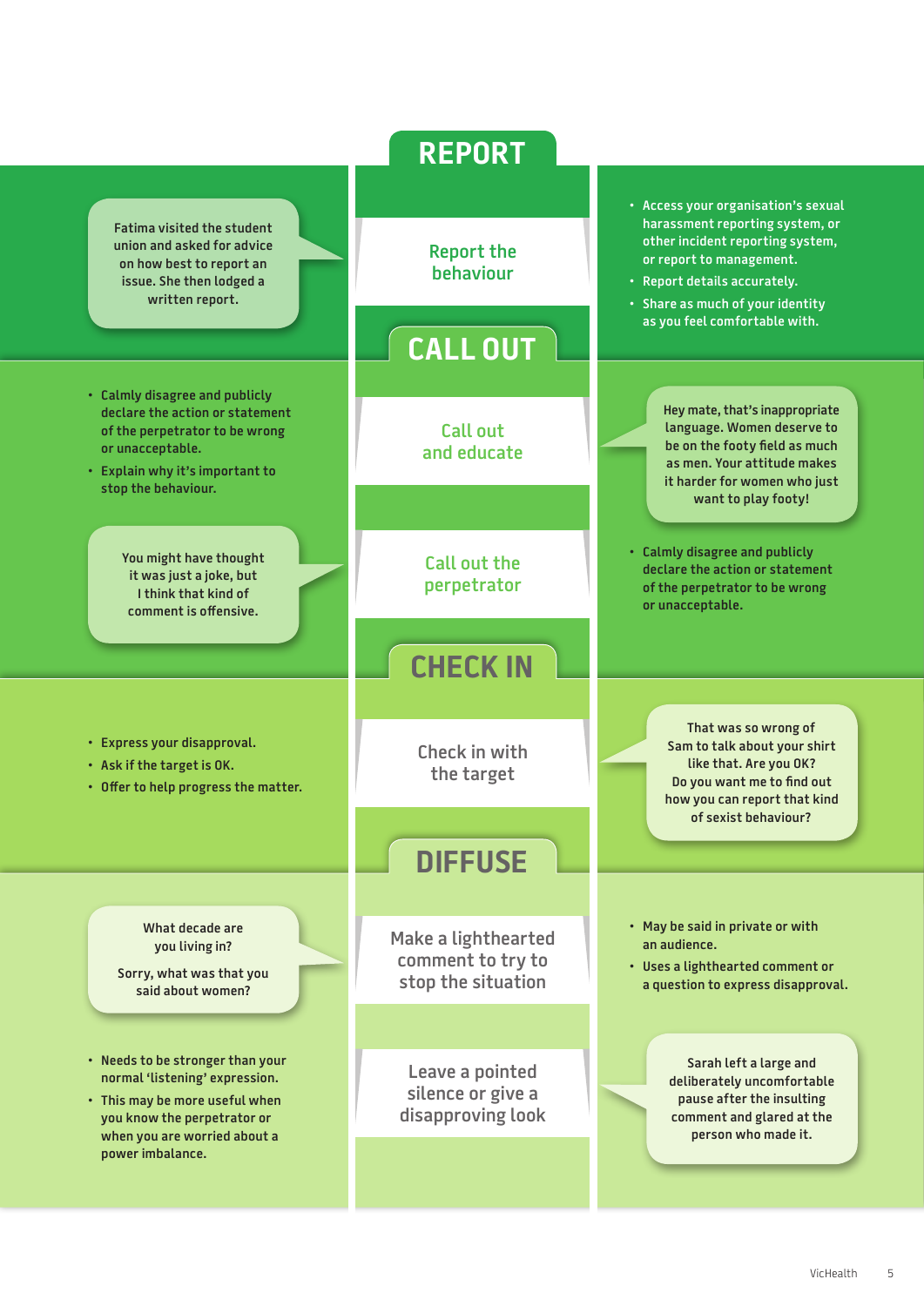## REPORT

### Report the behaviour

> Fatima visited the student union and asked for advice on how best to report an issue. She then lodged a written report.

- Access your organisation's sexual harassment reporting system, or other incident reporting system, or report to management.
- Report details accurately.
- Share as much of your identity as you feel comfortable with.

## CALL OUT

### Call out and educate

- Calmly disagree and publicly declare the action or statement of the perpetrator to be wrong or unacceptable.
- Explain why it's important to stop the behaviour.

> Hey mate, that's inappropriate language. Women deserve to be on the footy field as much as men. Your attitude makes it harder for women who just want to play footy!

### Call out the perpetrator

> You might have thought it was just a joke, but I think that kind of comment is offensive.

- Calmly disagree and publicly declare the action or statement of the perpetrator to be wrong or unacceptable.

## CHECK IN

### Check in with the target

- Express your disapproval.
- Ask if the target is OK.
- Offer to help progress the matter.

> That was so wrong of Sam to talk about your shirt like that. Are you OK? Do you want me to find out how you can report that kind of sexist behaviour?

## DIFFUSE

### Make a lighthearted comment to try to stop the situation

> What decade are you living in?
>
> Sorry, what was that you said about women?

- May be said in private or with an audience.
- Uses a lighthearted comment or a question to express disapproval.

### Leave a pointed silence or give a disapproving look

- Needs to be stronger than your normal 'listening' expression.
- This may be more useful when you know the perpetrator or when you are worried about a power imbalance.

> Sarah left a large and deliberately uncomfortable pause after the insulting comment and glared at the person who made it.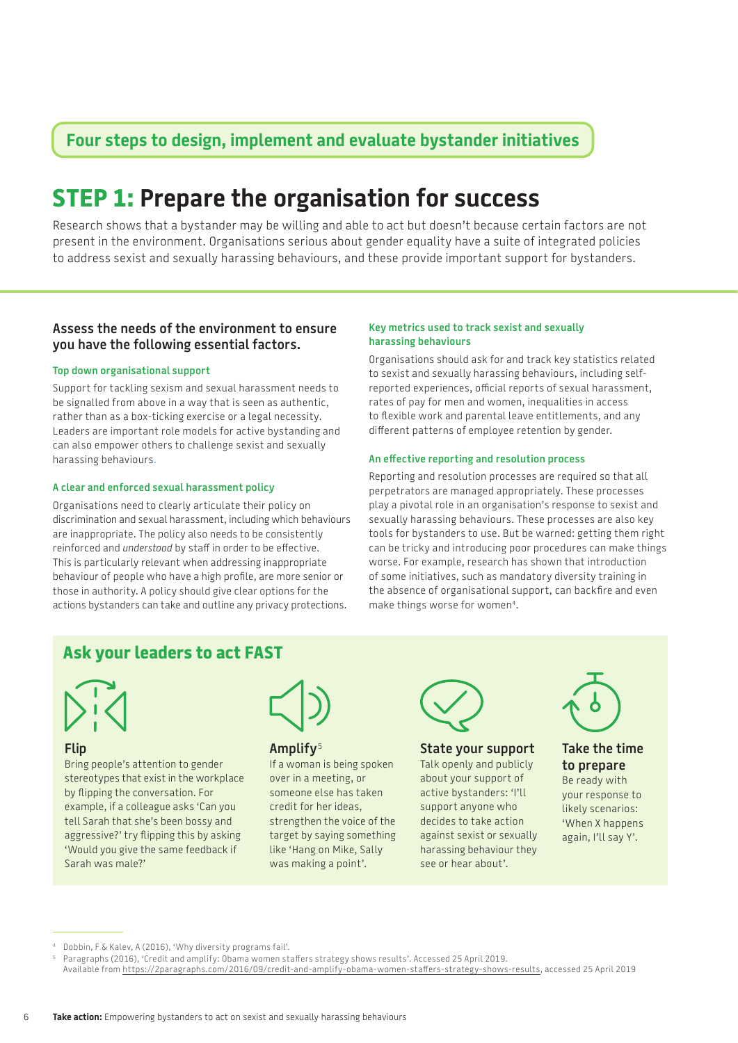**Four steps to design, implement and evaluate bystander initiatives**

# STEP 1: Prepare the organisation for success

Research shows that a bystander may be willing and able to act but doesn't because certain factors are not present in the environment. Organisations serious about gender equality have a suite of integrated policies to address sexist and sexually harassing behaviours, and these provide important support for bystanders.

## Assess the needs of the environment to ensure you have the following essential factors.

### Top down organisational support

Support for tackling sexism and sexual harassment needs to be signalled from above in a way that is seen as authentic, rather than as a box-ticking exercise or a legal necessity. Leaders are important role models for active bystanding and can also empower others to challenge sexist and sexually harassing behaviours.

### A clear and enforced sexual harassment policy

Organisations need to clearly articulate their policy on discrimination and sexual harassment, including which behaviours are inappropriate. The policy also needs to be consistently reinforced and *understood* by staff in order to be effective. This is particularly relevant when addressing inappropriate behaviour of people who have a high profile, are more senior or those in authority. A policy should give clear options for the actions bystanders can take and outline any privacy protections.

### Key metrics used to track sexist and sexually harassing behaviours

Organisations should ask for and track key statistics related to sexist and sexually harassing behaviours, including self-reported experiences, official reports of sexual harassment, rates of pay for men and women, inequalities in access to flexible work and parental leave entitlements, and any different patterns of employee retention by gender.

### An effective reporting and resolution process

Reporting and resolution processes are required so that all perpetrators are managed appropriately. These processes play a pivotal role in an organisation's response to sexist and sexually harassing behaviours. These processes are also key tools for bystanders to use. But be warned: getting them right can be tricky and introducing poor procedures can make things worse. For example, research has shown that introduction of some initiatives, such as mandatory diversity training in the absence of organisational support, can backfire and even make things worse for women[4].

## Ask your leaders to act FAST

**Flip**
Bring people's attention to gender stereotypes that exist in the workplace by flipping the conversation. For example, if a colleague asks 'Can you tell Sarah that she's been bossy and aggressive?' try flipping this by asking 'Would you give the same feedback if Sarah was male?'

**Amplify**[5]
If a woman is being spoken over in a meeting, or someone else has taken credit for her ideas, strengthen the voice of the target by saying something like 'Hang on Mike, Sally was making a point'.

**State your support**
Talk openly and publicly about your support of active bystanders: 'I'll support anyone who decides to take action against sexist or sexually harassing behaviour they see or hear about'.

**Take the time to prepare**
Be ready with your response to likely scenarios: 'When X happens again, I'll say Y'.

---

[4] Dobbin, F & Kalev, A (2016), 'Why diversity programs fail'.

[5] Paragraphs (2016), 'Credit and amplify: Obama women staffers strategy shows results'. Accessed 25 April 2019. Available from https://2paragraphs.com/2016/09/credit-and-amplify-obama-women-staffers-strategy-shows-results, accessed 25 April 2019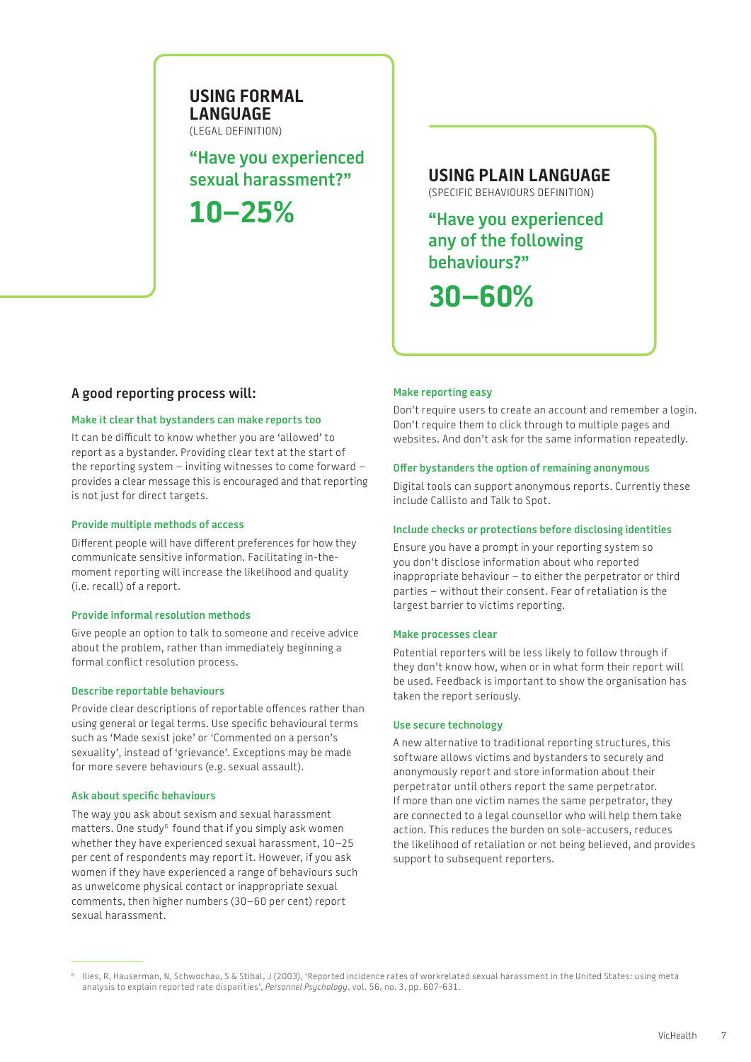**USING FORMAL LANGUAGE**
(LEGAL DEFINITION)

**"Have you experienced sexual harassment?"**

**10–25%**

**USING PLAIN LANGUAGE**
(SPECIFIC BEHAVIOURS DEFINITION)

**"Have you experienced any of the following behaviours?"**

**30–60%**

## A good reporting process will:

### Make it clear that bystanders can make reports too

It can be difficult to know whether you are 'allowed' to report as a bystander. Providing clear text at the start of the reporting system – inviting witnesses to come forward – provides a clear message this is encouraged and that reporting is not just for direct targets.

### Provide multiple methods of access

Different people will have different preferences for how they communicate sensitive information. Facilitating in-the-moment reporting will increase the likelihood and quality (i.e. recall) of a report.

### Provide informal resolution methods

Give people an option to talk to someone and receive advice about the problem, rather than immediately beginning a formal conflict resolution process.

### Describe reportable behaviours

Provide clear descriptions of reportable offences rather than using general or legal terms. Use specific behavioural terms such as 'Made sexist joke' or 'Commented on a person's sexuality', instead of 'grievance'. Exceptions may be made for more severe behaviours (e.g. sexual assault).

### Ask about specific behaviours

The way you ask about sexism and sexual harassment matters. One study[6] found that if you simply ask women whether they have experienced sexual harassment, 10–25 per cent of respondents may report it. However, if you ask women if they have experienced a range of behaviours such as unwelcome physical contact or inappropriate sexual comments, then higher numbers (30–60 per cent) report sexual harassment.

### Make reporting easy

Don't require users to create an account and remember a login. Don't require them to click through to multiple pages and websites. And don't ask for the same information repeatedly.

### Offer bystanders the option of remaining anonymous

Digital tools can support anonymous reports. Currently these include Callisto and Talk to Spot.

### Include checks or protections before disclosing identities

Ensure you have a prompt in your reporting system so you don't disclose information about who reported inappropriate behaviour – to either the perpetrator or third parties – without their consent. Fear of retaliation is the largest barrier to victims reporting.

### Make processes clear

Potential reporters will be less likely to follow through if they don't know how, when or in what form their report will be used. Feedback is important to show the organisation has taken the report seriously.

### Use secure technology

A new alternative to traditional reporting structures, this software allows victims and bystanders to securely and anonymously report and store information about their perpetrator until others report the same perpetrator. If more than one victim names the same perpetrator, they are connected to a legal counsellor who will help them take action. This reduces the burden on sole-accusers, reduces the likelihood of retaliation or not being believed, and provides support to subsequent reporters.

---

[6] Ilies, R, Hauserman, N, Schwochau, S & Stibal, J (2003), 'Reported incidence rates of workrelated sexual harassment in the United States: using meta analysis to explain reported rate disparities', *Personnel Psychology*, vol. 56, no. 3, pp. 607-631.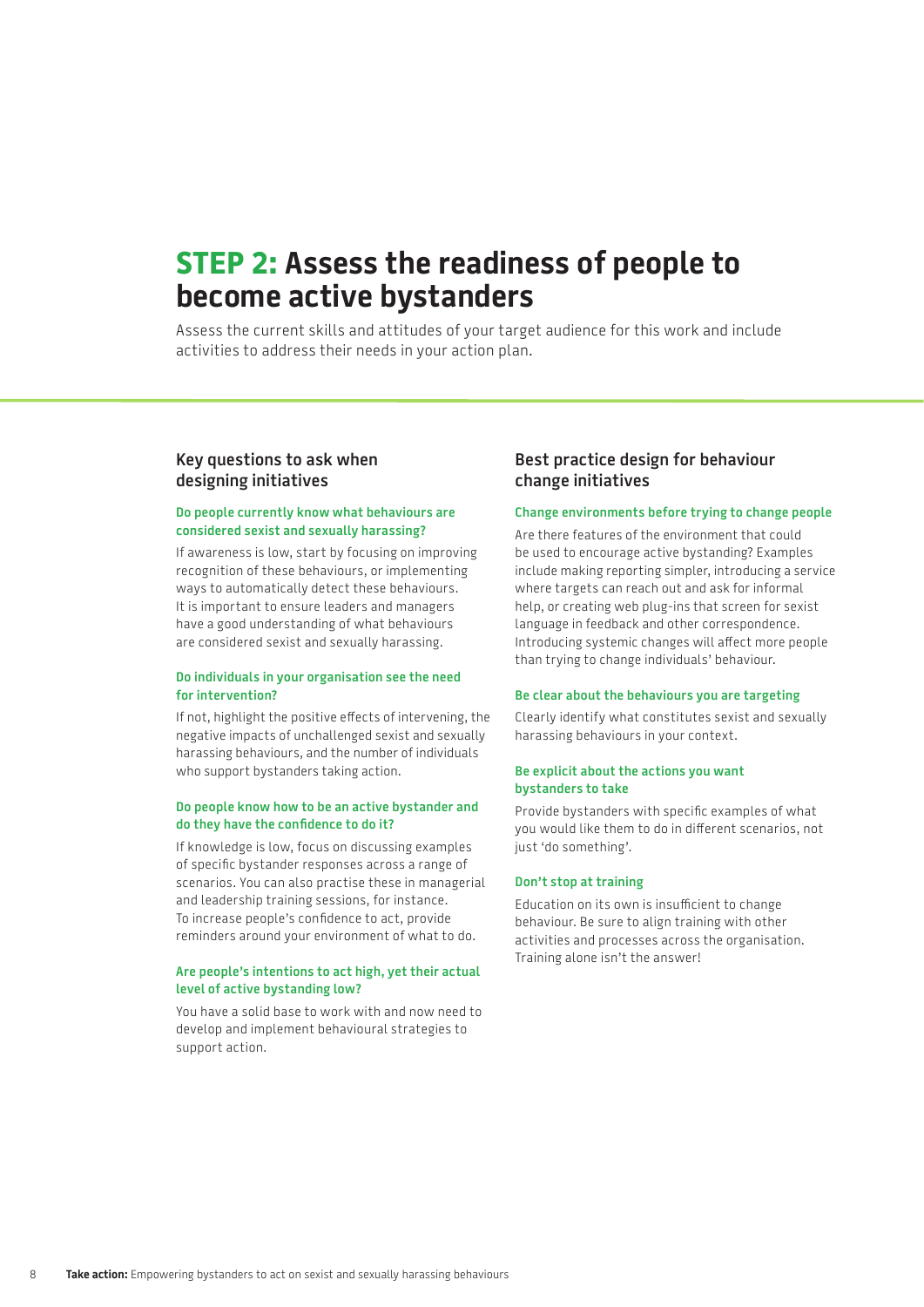# **STEP 2:** Assess the readiness of people to become active bystanders

Assess the current skills and attitudes of your target audience for this work and include activities to address their needs in your action plan.

## Key questions to ask when designing initiatives

### Do people currently know what behaviours are considered sexist and sexually harassing?

If awareness is low, start by focusing on improving recognition of these behaviours, or implementing ways to automatically detect these behaviours. It is important to ensure leaders and managers have a good understanding of what behaviours are considered sexist and sexually harassing.

### Do individuals in your organisation see the need for intervention?

If not, highlight the positive effects of intervening, the negative impacts of unchallenged sexist and sexually harassing behaviours, and the number of individuals who support bystanders taking action.

### Do people know how to be an active bystander and do they have the confidence to do it?

If knowledge is low, focus on discussing examples of specific bystander responses across a range of scenarios. You can also practise these in managerial and leadership training sessions, for instance. To increase people's confidence to act, provide reminders around your environment of what to do.

### Are people's intentions to act high, yet their actual level of active bystanding low?

You have a solid base to work with and now need to develop and implement behavioural strategies to support action.

## Best practice design for behaviour change initiatives

### Change environments before trying to change people

Are there features of the environment that could be used to encourage active bystanding? Examples include making reporting simpler, introducing a service where targets can reach out and ask for informal help, or creating web plug-ins that screen for sexist language in feedback and other correspondence. Introducing systemic changes will affect more people than trying to change individuals' behaviour.

### Be clear about the behaviours you are targeting

Clearly identify what constitutes sexist and sexually harassing behaviours in your context.

### Be explicit about the actions you want bystanders to take

Provide bystanders with specific examples of what you would like them to do in different scenarios, not just 'do something'.

### Don't stop at training

Education on its own is insufficient to change behaviour. Be sure to align training with other activities and processes across the organisation. Training alone isn't the answer!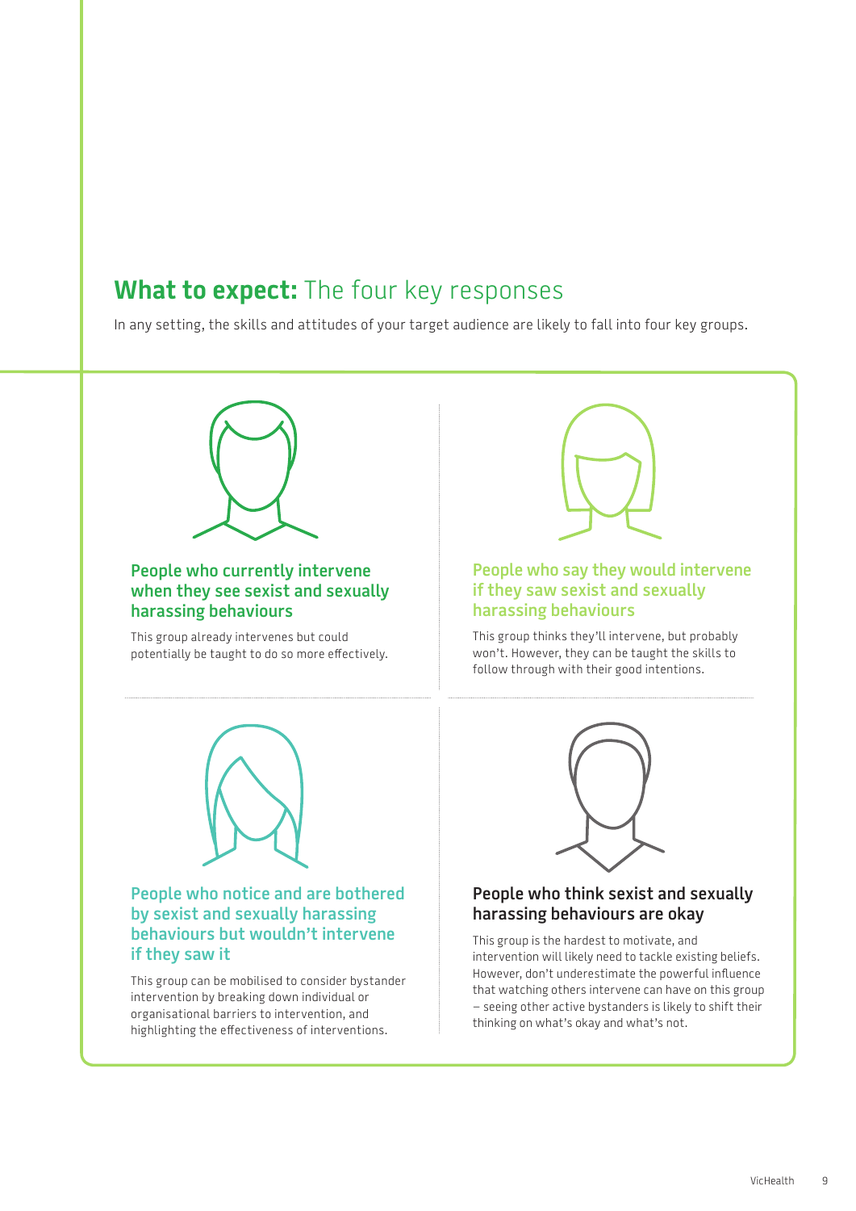## **What to expect:** The four key responses

In any setting, the skills and attitudes of your target audience are likely to fall into four key groups.

### People who currently intervene when they see sexist and sexually harassing behaviours

This group already intervenes but could potentially be taught to do so more effectively.

### People who say they would intervene if they saw sexist and sexually harassing behaviours

This group thinks they'll intervene, but probably won't. However, they can be taught the skills to follow through with their good intentions.

### People who notice and are bothered by sexist and sexually harassing behaviours but wouldn't intervene if they saw it

This group can be mobilised to consider bystander intervention by breaking down individual or organisational barriers to intervention, and highlighting the effectiveness of interventions.

### People who think sexist and sexually harassing behaviours are okay

This group is the hardest to motivate, and intervention will likely need to tackle existing beliefs. However, don't underestimate the powerful influence that watching others intervene can have on this group – seeing other active bystanders is likely to shift their thinking on what's okay and what's not.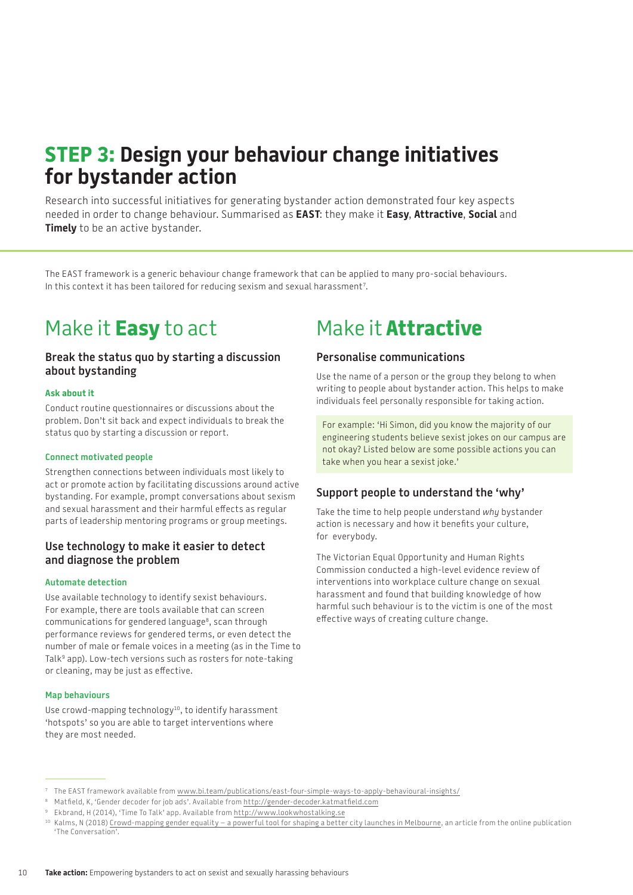# **STEP 3:** Design your behaviour change initiatives for bystander action

Research into successful initiatives for generating bystander action demonstrated four key aspects needed in order to change behaviour. Summarised as **EAST**: they make it **Easy**, **Attractive**, **Social** and **Timely** to be an active bystander.

The EAST framework is a generic behaviour change framework that can be applied to many pro-social behaviours. In this context it has been tailored for reducing sexism and sexual harassment[7].

## Make it **Easy** to act

### Break the status quo by starting a discussion about bystanding

#### Ask about it

Conduct routine questionnaires or discussions about the problem. Don't sit back and expect individuals to break the status quo by starting a discussion or report.

#### Connect motivated people

Strengthen connections between individuals most likely to act or promote action by facilitating discussions around active bystanding. For example, prompt conversations about sexism and sexual harassment and their harmful effects as regular parts of leadership mentoring programs or group meetings.

### Use technology to make it easier to detect and diagnose the problem

#### Automate detection

Use available technology to identify sexist behaviours. For example, there are tools available that can screen communications for gendered language[8], scan through performance reviews for gendered terms, or even detect the number of male or female voices in a meeting (as in the Time to Talk[9] app). Low-tech versions such as rosters for note-taking or cleaning, may be just as effective.

#### Map behaviours

Use crowd-mapping technology[10], to identify harassment 'hotspots' so you are able to target interventions where they are most needed.

## Make it **Attractive**

### Personalise communications

Use the name of a person or the group they belong to when writing to people about bystander action. This helps to make individuals feel personally responsible for taking action.

> For example: 'Hi Simon, did you know the majority of our engineering students believe sexist jokes on our campus are not okay? Listed below are some possible actions you can take when you hear a sexist joke.'

### Support people to understand the 'why'

Take the time to help people understand *why* bystander action is necessary and how it benefits your culture, for everybody.

The Victorian Equal Opportunity and Human Rights Commission conducted a high-level evidence review of interventions into workplace culture change on sexual harassment and found that building knowledge of how harmful such behaviour is to the victim is one of the most effective ways of creating culture change.

---

[7] The EAST framework available from www.bi.team/publications/east-four-simple-ways-to-apply-behavioural-insights/

[8] Matfield, K, 'Gender decoder for job ads'. Available from http://gender-decoder.katmatfield.com

[9] Ekbrand, H (2014), 'Time To Talk' app. Available from http://www.lookwhostalking.se

[10] Kalms, N (2018) Crowd-mapping gender equality – a powerful tool for shaping a better city launches in Melbourne, an article from the online publication 'The Conversation'.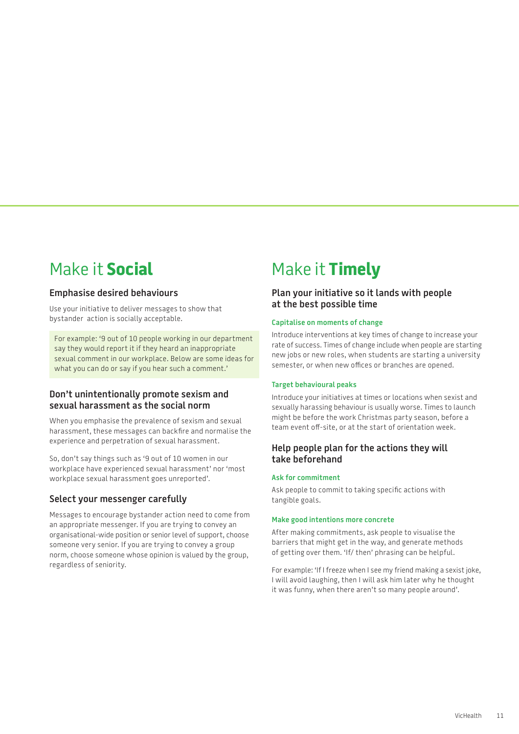## Make it **Social**

### Emphasise desired behaviours

Use your initiative to deliver messages to show that bystander action is socially acceptable.

For example: '9 out of 10 people working in our department say they would report it if they heard an inappropriate sexual comment in our workplace. Below are some ideas for what you can do or say if you hear such a comment.'

### Don't unintentionally promote sexism and sexual harassment as the social norm

When you emphasise the prevalence of sexism and sexual harassment, these messages can backfire and normalise the experience and perpetration of sexual harassment.

So, don't say things such as '9 out of 10 women in our workplace have experienced sexual harassment' nor 'most workplace sexual harassment goes unreported'.

### Select your messenger carefully

Messages to encourage bystander action need to come from an appropriate messenger. If you are trying to convey an organisational-wide position or senior level of support, choose someone very senior. If you are trying to convey a group norm, choose someone whose opinion is valued by the group, regardless of seniority.

## Make it **Timely**

### Plan your initiative so it lands with people at the best possible time

#### Capitalise on moments of change

Introduce interventions at key times of change to increase your rate of success. Times of change include when people are starting new jobs or new roles, when students are starting a university semester, or when new offices or branches are opened.

#### Target behavioural peaks

Introduce your initiatives at times or locations when sexist and sexually harassing behaviour is usually worse. Times to launch might be before the work Christmas party season, before a team event off-site, or at the start of orientation week.

### Help people plan for the actions they will take beforehand

#### Ask for commitment

Ask people to commit to taking specific actions with tangible goals.

#### Make good intentions more concrete

After making commitments, ask people to visualise the barriers that might get in the way, and generate methods of getting over them. 'If/ then' phrasing can be helpful.

For example: 'If I freeze when I see my friend making a sexist joke, I will avoid laughing, then I will ask him later why he thought it was funny, when there aren't so many people around'.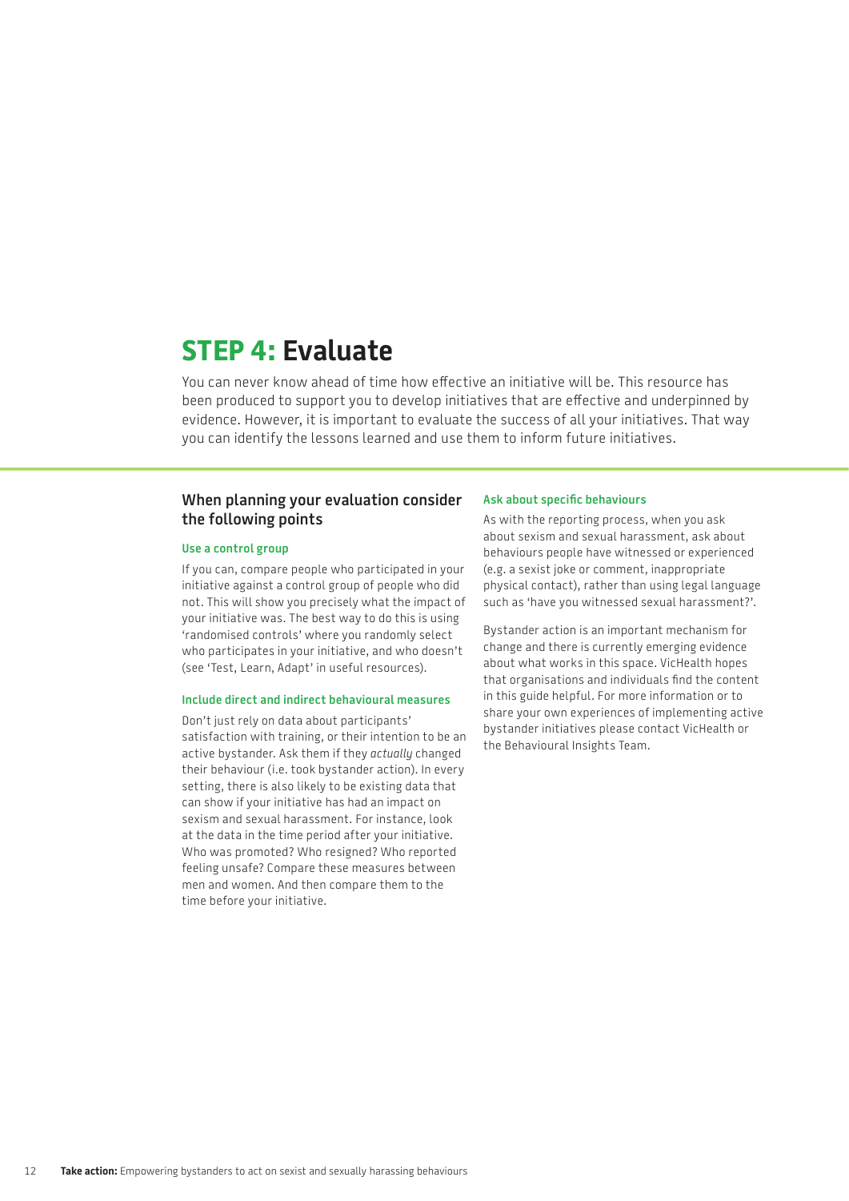# STEP 4: Evaluate

You can never know ahead of time how effective an initiative will be. This resource has been produced to support you to develop initiatives that are effective and underpinned by evidence. However, it is important to evaluate the success of all your initiatives. That way you can identify the lessons learned and use them to inform future initiatives.

## When planning your evaluation consider the following points

### Use a control group

If you can, compare people who participated in your initiative against a control group of people who did not. This will show you precisely what the impact of your initiative was. The best way to do this is using 'randomised controls' where you randomly select who participates in your initiative, and who doesn't (see 'Test, Learn, Adapt' in useful resources).

### Include direct and indirect behavioural measures

Don't just rely on data about participants' satisfaction with training, or their intention to be an active bystander. Ask them if they *actually* changed their behaviour (i.e. took bystander action). In every setting, there is also likely to be existing data that can show if your initiative has had an impact on sexism and sexual harassment. For instance, look at the data in the time period after your initiative. Who was promoted? Who resigned? Who reported feeling unsafe? Compare these measures between men and women. And then compare them to the time before your initiative.

### Ask about specific behaviours

As with the reporting process, when you ask about sexism and sexual harassment, ask about behaviours people have witnessed or experienced (e.g. a sexist joke or comment, inappropriate physical contact), rather than using legal language such as 'have you witnessed sexual harassment?'.

Bystander action is an important mechanism for change and there is currently emerging evidence about what works in this space. VicHealth hopes that organisations and individuals find the content in this guide helpful. For more information or to share your own experiences of implementing active bystander initiatives please contact VicHealth or the Behavioural Insights Team.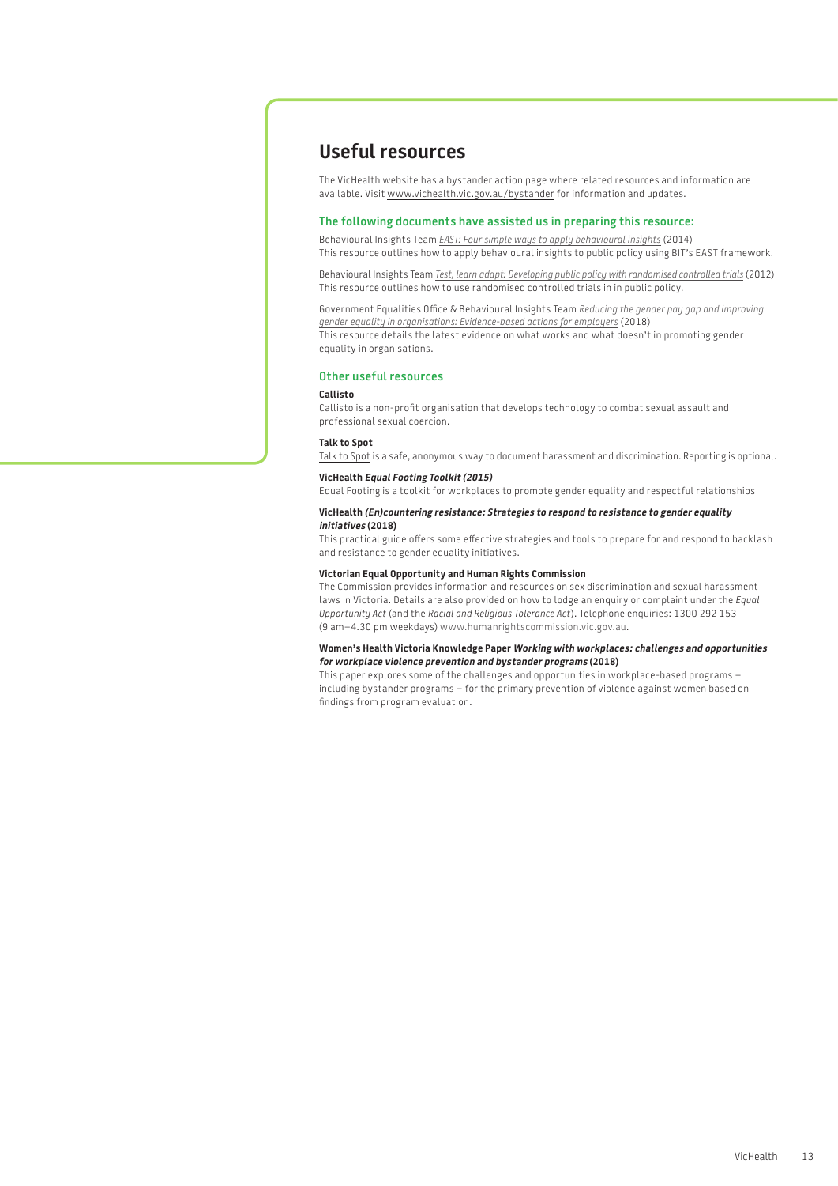## Useful resources

The VicHealth website has a bystander action page where related resources and information are available. Visit www.vichealth.vic.gov.au/bystander for information and updates.

### The following documents have assisted us in preparing this resource:

Behavioural Insights Team *EAST: Four simple ways to apply behavioural insights* (2014)
This resource outlines how to apply behavioural insights to public policy using BIT's EAST framework.

Behavioural Insights Team *Test, learn adapt: Developing public policy with randomised controlled trials* (2012)
This resource outlines how to use randomised controlled trials in in public policy.

Government Equalities Office & Behavioural Insights Team *Reducing the gender pay gap and improving gender equality in organisations: Evidence-based actions for employers* (2018)
This resource details the latest evidence on what works and what doesn't in promoting gender equality in organisations.

### Other useful resources

**Callisto**
Callisto is a non-profit organisation that develops technology to combat sexual assault and professional sexual coercion.

**Talk to Spot**
Talk to Spot is a safe, anonymous way to document harassment and discrimination. Reporting is optional.

**VicHealth *Equal Footing Toolkit (2015)***
Equal Footing is a toolkit for workplaces to promote gender equality and respectful relationships

**VicHealth *(En)countering resistance: Strategies to respond to resistance to gender equality initiatives* (2018)**
This practical guide offers some effective strategies and tools to prepare for and respond to backlash and resistance to gender equality initiatives.

**Victorian Equal Opportunity and Human Rights Commission**
The Commission provides information and resources on sex discrimination and sexual harassment laws in Victoria. Details are also provided on how to lodge an enquiry or complaint under the *Equal Opportunity Act* (and the *Racial and Religious Tolerance Act*). Telephone enquiries: 1300 292 153 (9 am–4.30 pm weekdays) www.humanrightscommission.vic.gov.au.

**Women's Health Victoria Knowledge Paper *Working with workplaces: challenges and opportunities for workplace violence prevention and bystander programs* (2018)**
This paper explores some of the challenges and opportunities in workplace-based programs – including bystander programs – for the primary prevention of violence against women based on findings from program evaluation.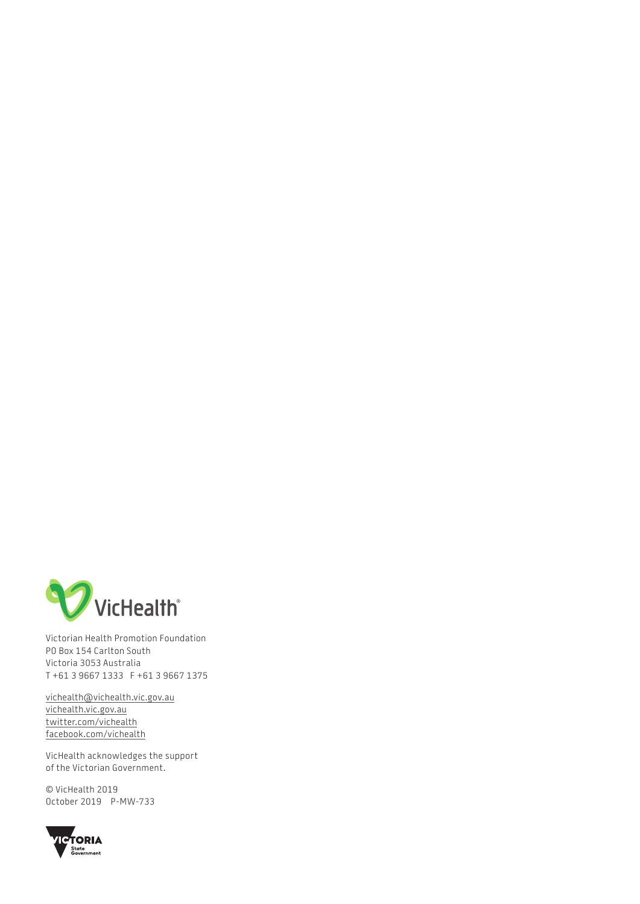VicHealth

Victorian Health Promotion Foundation
PO Box 154 Carlton South
Victoria 3053 Australia
T +61 3 9667 1333 F +61 3 9667 1375

vichealth@vichealth.vic.gov.au
vichealth.vic.gov.au
twitter.com/vichealth
facebook.com/vichealth

VicHealth acknowledges the support of the Victorian Government.

© VicHealth 2019
October 2019 P-MW-733

VICTORIA
State
Government